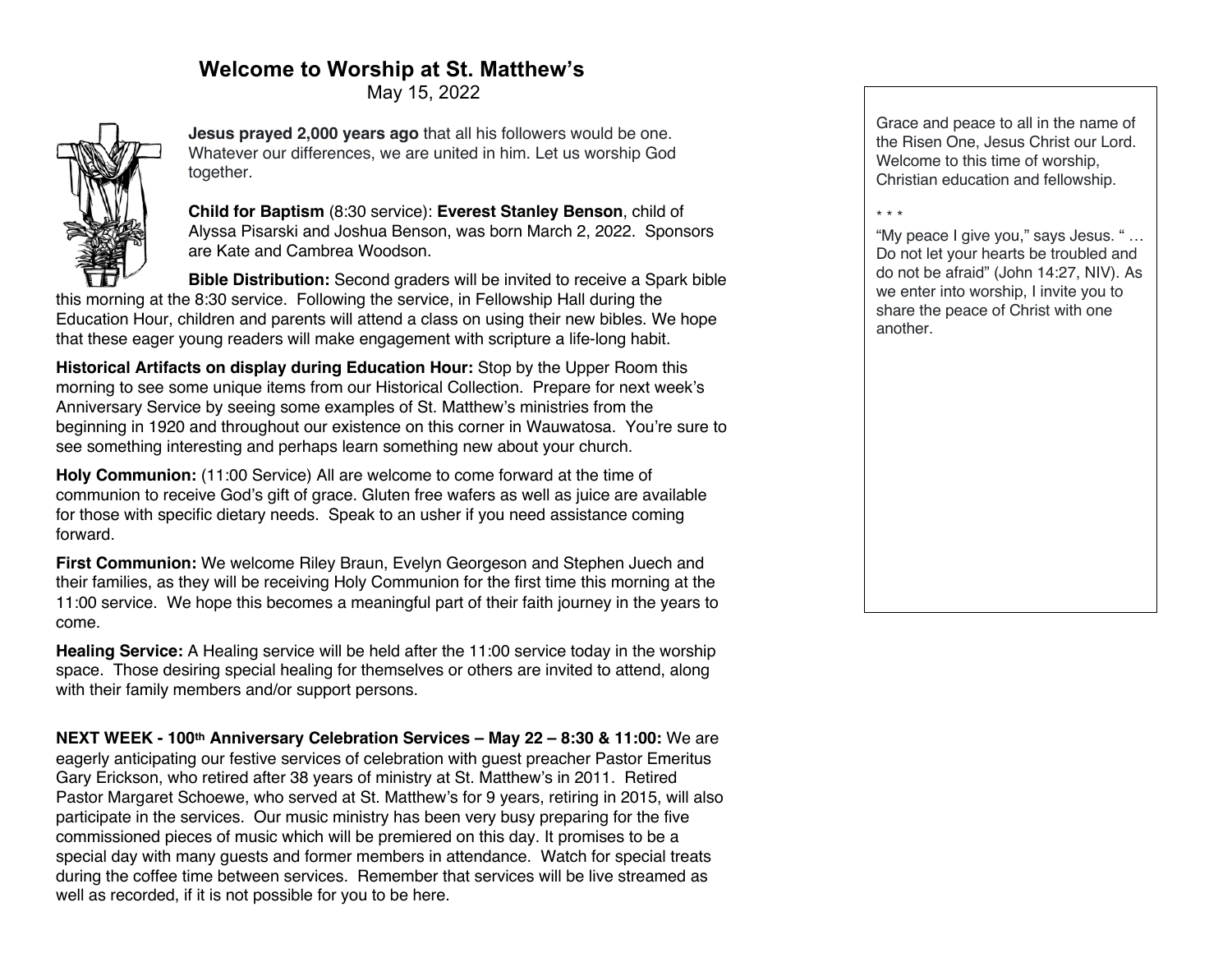# Welcome to Worship at St. Matthew's

May 15, 2022

**Jesus prayed 2,000 years ago** that all his followers would be one. Whatever our differences, we are united in him. Let us worship God together.

**Child for Baptism** (8:30 service): **Everest Stanley Benson**, child of Alyssa Pisarski and Joshua Benson, was born March 2, 2022. Sponsors are Kate and Cambrea Woodson.

**Bible Distribution:** Second graders will be invited to receive a Spark bible this morning at the 8:30 service. Following the service, in Fellowship Hall during the Education Hour, children and parents will attend a class on using their new bibles. We hope that these eager young readers will make engagement with scripture a life-long habit.

**Historical Artifacts on display during Education Hour:** Stop by the Upper Room this morning to see some unique items from our Historical Collection. Prepare for next week's Anniversary Service by seeing some examples of St. Matthew's ministries from the beginning in 1920 and throughout our existence on this corner in Wauwatosa. You're sure to see something interesting and perhaps learn something new about your church.

**Holy Communion:** (11:00 Service) All are welcome to come forward at the time of communion to receive God's gift of grace. Gluten free wafers as well as juice are available for those with specific dietary needs. Speak to an usher if you need assistance coming forward.

**First Communion:** We welcome Riley Braun, Evelyn Georgeson and Stephen Juech and their families, as they will be receiving Holy Communion for the first time this morning at the 11:00 service. We hope this becomes a meaningful part of their faith journey in the years to come.

**Healing Service:** A Healing service will be held after the 11:00 service today in the worship space. Those desiring special healing for themselves or others are invited to attend, along with their family members and/or support persons.

**NEXT WEEK - 100th Anniversary Celebration Services – May 22 – 8:30 & 11:00:** We are eagerly anticipating our festive services of celebration with guest preacher Pastor Emeritus Gary Erickson, who retired after 38 years of ministry at St. Matthew's in 2011. Retired Pastor Margaret Schoewe, who served at St. Matthew's for 9 years, retiring in 2015, will also participate in the services. Our music ministry has been very busy preparing for the five commissioned pieces of music which will be premiered on this day. It promises to be a special day with many guests and former members in attendance. Watch for special treats during the coffee time between services. Remember that services will be live streamed as well as recorded, if it is not possible for you to be here.

---

Grace and peace to all in the name of the Risen One, Jesus Christ our Lord. Welcome to this time of worship, Christian education and fellowship.

\* \* \*

"My peace I give you," says Jesus. " … Do not let your hearts be troubled and do not be afraid" (John 14:27, NIV). As we enter into worship, I invite you to share the peace of Christ with one another.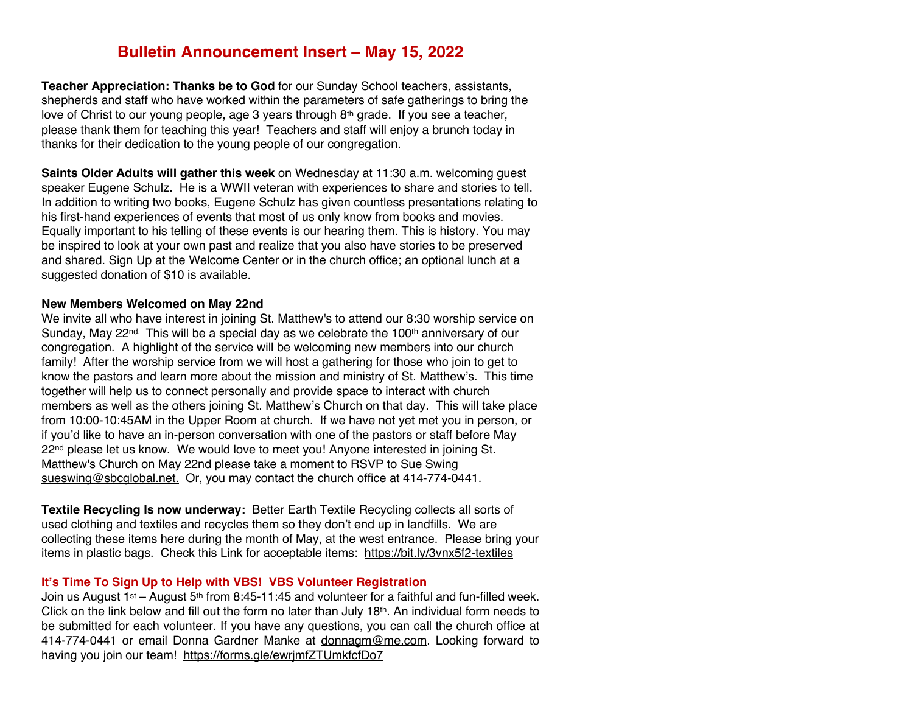# Bulletin Announcement Insert – May 15, 2022

**Teacher Appreciation: Thanks be to God** for our Sunday School teachers, assistants, shepherds and staff who have worked within the parameters of safe gatherings to bring the love of Christ to our young people, age 3 years through 8th grade. If you see a teacher, please thank them for teaching this year! Teachers and staff will enjoy a brunch today in thanks for their dedication to the young people of our congregation.

**Saints Older Adults will gather this week** on Wednesday at 11:30 a.m. welcoming guest speaker Eugene Schulz. He is a WWII veteran with experiences to share and stories to tell. In addition to writing two books, Eugene Schulz has given countless presentations relating to his first-hand experiences of events that most of us only know from books and movies. Equally important to his telling of these events is our hearing them. This is history. You may be inspired to look at your own past and realize that you also have stories to be preserved and shared. Sign Up at the Welcome Center or in the church office; an optional lunch at a suggested donation of $10 is available.

**New Members Welcomed on May 22nd**

We invite all who have interest in joining St. Matthew's to attend our 8:30 worship service on Sunday, May 22nd. This will be a special day as we celebrate the 100th anniversary of our congregation. A highlight of the service will be welcoming new members into our church family! After the worship service from we will host a gathering for those who join to get to know the pastors and learn more about the mission and ministry of St. Matthew's. This time together will help us to connect personally and provide space to interact with church members as well as the others joining St. Matthew's Church on that day. This will take place from 10:00-10:45AM in the Upper Room at church. If we have not yet met you in person, or if you'd like to have an in-person conversation with one of the pastors or staff before May 22nd please let us know. We would love to meet you! Anyone interested in joining St. Matthew's Church on May 22nd please take a moment to RSVP to Sue Swing sueswing@sbcglobal.net. Or, you may contact the church office at 414-774-0441.

**Textile Recycling Is now underway:** Better Earth Textile Recycling collects all sorts of used clothing and textiles and recycles them so they don't end up in landfills. We are collecting these items here during the month of May, at the west entrance. Please bring your items in plastic bags. Check this Link for acceptable items: https://bit.ly/3vnx5f2-textiles

**It's Time To Sign Up to Help with VBS! VBS Volunteer Registration**

Join us August 1st – August 5th from 8:45-11:45 and volunteer for a faithful and fun-filled week. Click on the link below and fill out the form no later than July 18th. An individual form needs to be submitted for each volunteer. If you have any questions, you can call the church office at 414-774-0441 or email Donna Gardner Manke at donnagm@me.com. Looking forward to having you join our team! https://forms.gle/ewrjmfZTUmkfcfDo7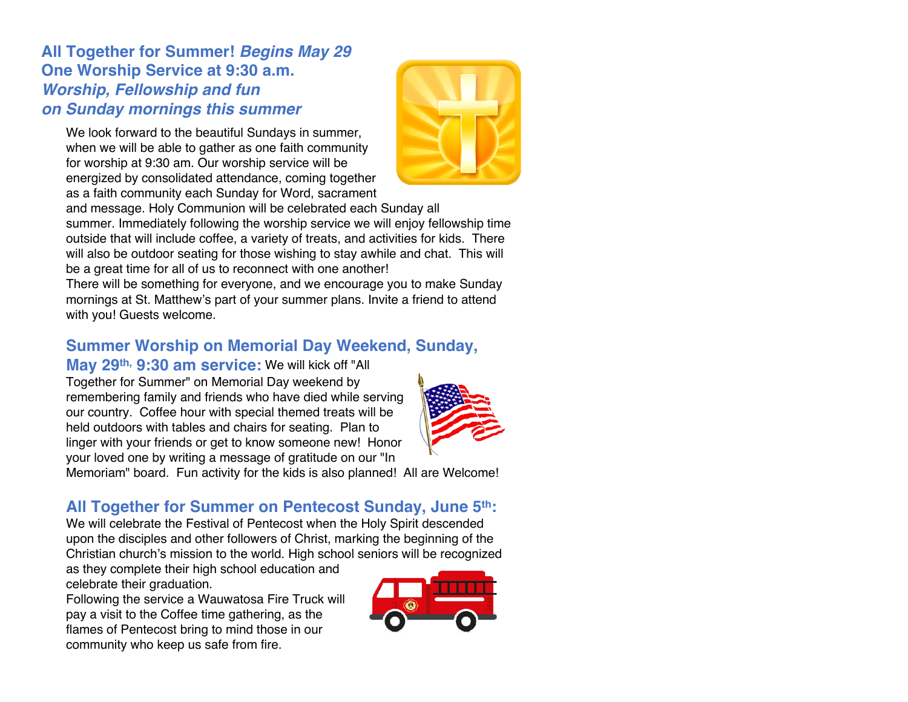## All Together for Summer! *Begins May 29*
## One Worship Service at 9:30 a.m.
### *Worship, Fellowship and fun on Sunday mornings this summer*

We look forward to the beautiful Sundays in summer, when we will be able to gather as one faith community for worship at 9:30 am. Our worship service will be energized by consolidated attendance, coming together as a faith community each Sunday for Word, sacrament and message. Holy Communion will be celebrated each Sunday all summer. Immediately following the worship service we will enjoy fellowship time outside that will include coffee, a variety of treats, and activities for kids. There will also be outdoor seating for those wishing to stay awhile and chat. This will be a great time for all of us to reconnect with one another!

There will be something for everyone, and we encourage you to make Sunday mornings at St. Matthew's part of your summer plans. Invite a friend to attend with you! Guests welcome.

**Summer Worship on Memorial Day Weekend, Sunday, May 29th, 9:30 am service:** We will kick off "All Together for Summer" on Memorial Day weekend by remembering family and friends who have died while serving our country. Coffee hour with special themed treats will be held outdoors with tables and chairs for seating. Plan to linger with your friends or get to know someone new! Honor your loved one by writing a message of gratitude on our "In Memoriam" board. Fun activity for the kids is also planned! All are Welcome!

### All Together for Summer on Pentecost Sunday, June 5th:

We will celebrate the Festival of Pentecost when the Holy Spirit descended upon the disciples and other followers of Christ, marking the beginning of the Christian church's mission to the world. High school seniors will be recognized as they complete their high school education and celebrate their graduation.

Following the service a Wauwatosa Fire Truck will pay a visit to the Coffee time gathering, as the flames of Pentecost bring to mind those in our community who keep us safe from fire.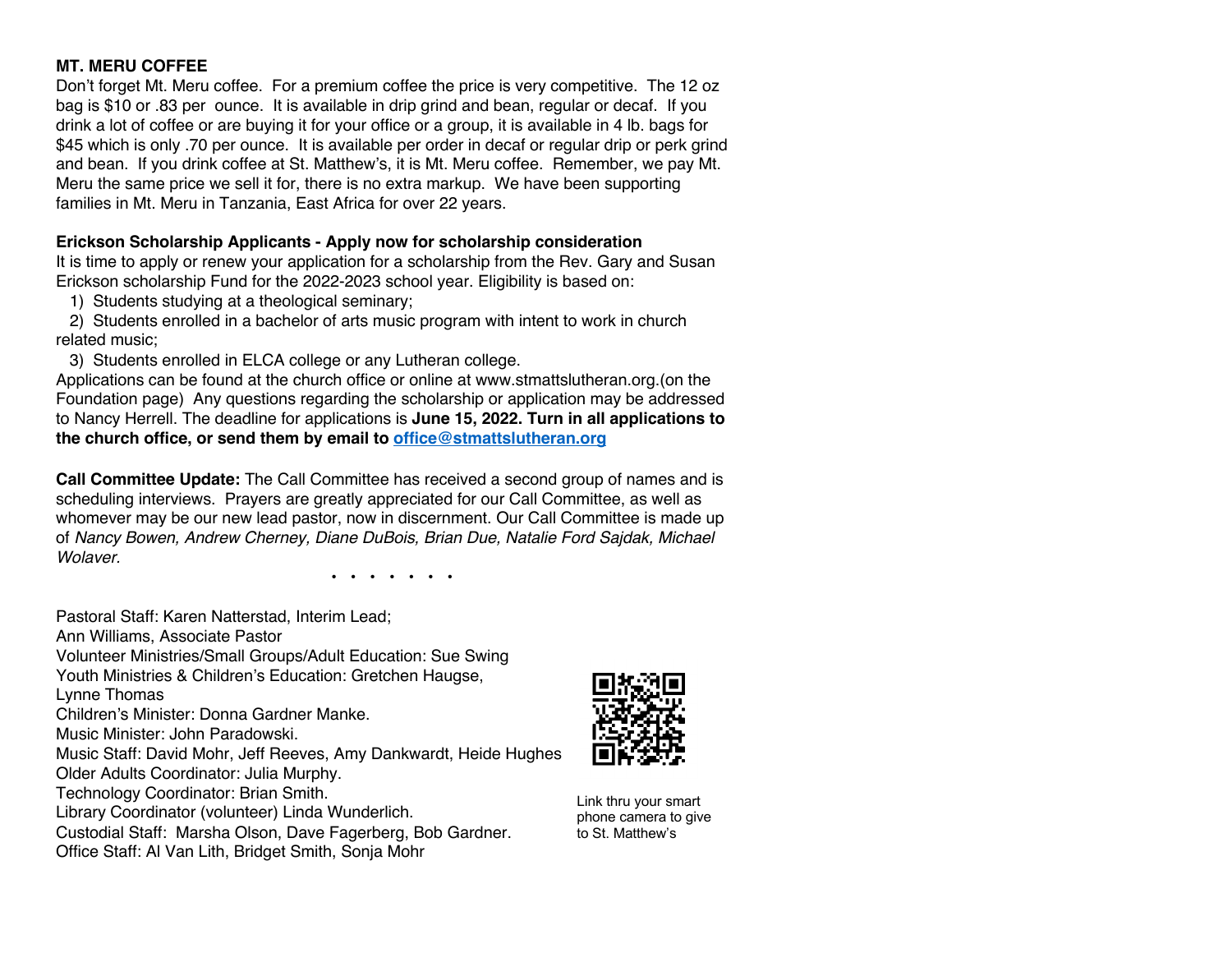**MT. MERU COFFEE**

Don't forget Mt. Meru coffee. For a premium coffee the price is very competitive. The 12 oz bag is $10 or .83 per ounce. It is available in drip grind and bean, regular or decaf. If you drink a lot of coffee or are buying it for your office or a group, it is available in 4 lb. bags for $45 which is only .70 per ounce. It is available per order in decaf or regular drip or perk grind and bean. If you drink coffee at St. Matthew's, it is Mt. Meru coffee. Remember, we pay Mt. Meru the same price we sell it for, there is no extra markup. We have been supporting families in Mt. Meru in Tanzania, East Africa for over 22 years.

**Erickson Scholarship Applicants - Apply now for scholarship consideration**

It is time to apply or renew your application for a scholarship from the Rev. Gary and Susan Erickson scholarship Fund for the 2022-2023 school year. Eligibility is based on:

1) Students studying at a theological seminary;
2) Students enrolled in a bachelor of arts music program with intent to work in church related music;
3) Students enrolled in ELCA college or any Lutheran college.

Applications can be found at the church office or online at www.stmattslutheran.org.(on the Foundation page) Any questions regarding the scholarship or application may be addressed to Nancy Herrell. The deadline for applications is **June 15, 2022. Turn in all applications to the church office, or send them by email to office@stmattslutheran.org**

**Call Committee Update:** The Call Committee has received a second group of names and is scheduling interviews. Prayers are greatly appreciated for our Call Committee, as well as whomever may be our new lead pastor, now in discernment. Our Call Committee is made up of *Nancy Bowen, Andrew Cherney, Diane DuBois, Brian Due, Natalie Ford Sajdak, Michael Wolaver.*

• • • • • • •

Pastoral Staff: Karen Natterstad, Interim Lead;
Ann Williams, Associate Pastor
Volunteer Ministries/Small Groups/Adult Education: Sue Swing
Youth Ministries & Children's Education: Gretchen Haugse, Lynne Thomas
Children's Minister: Donna Gardner Manke.
Music Minister: John Paradowski.
Music Staff: David Mohr, Jeff Reeves, Amy Dankwardt, Heide Hughes
Older Adults Coordinator: Julia Murphy.
Technology Coordinator: Brian Smith.
Library Coordinator (volunteer) Linda Wunderlich.
Custodial Staff: Marsha Olson, Dave Fagerberg, Bob Gardner.
Office Staff: Al Van Lith, Bridget Smith, Sonja Mohr

Link thru your smart phone camera to give to St. Matthew's